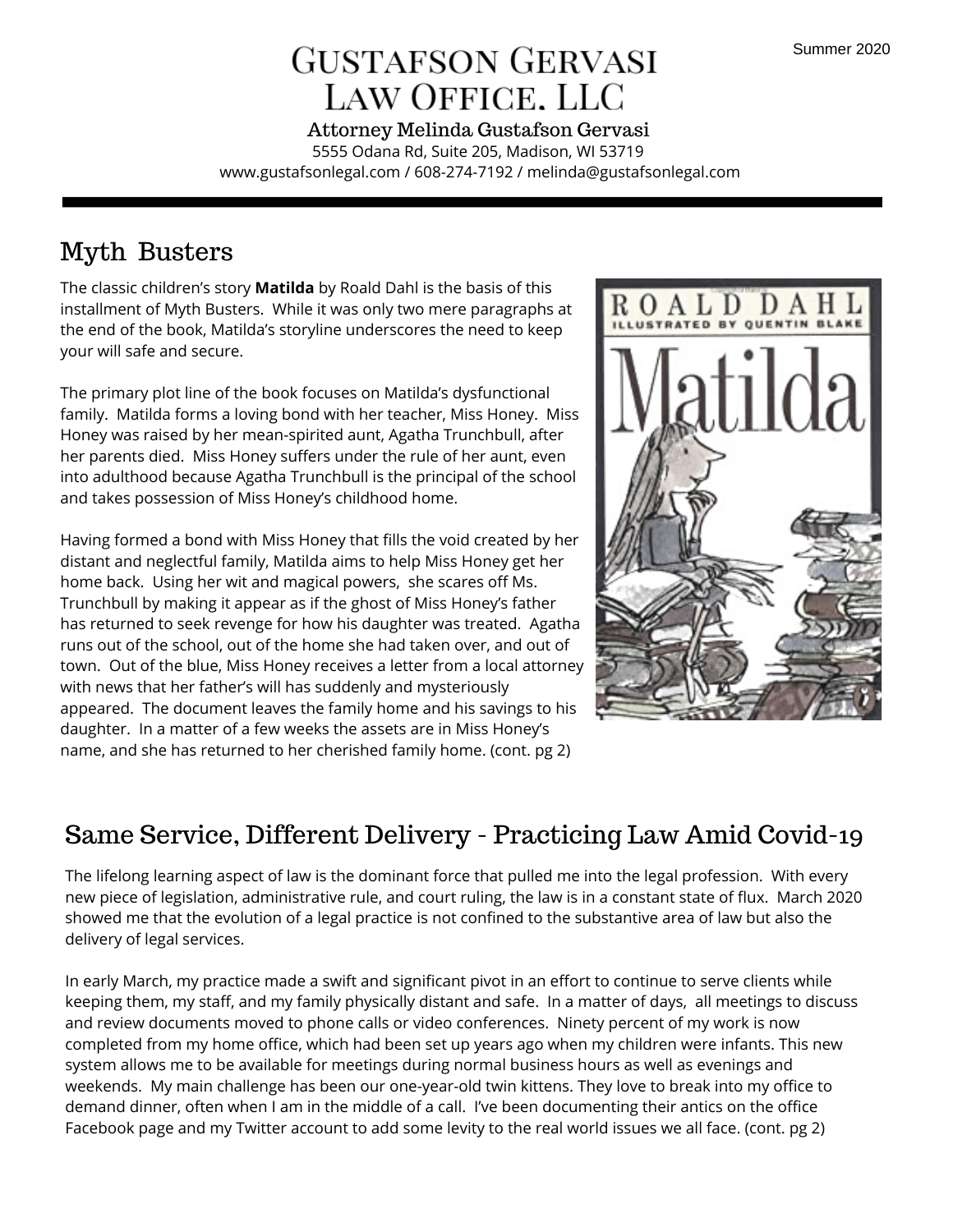# Gustafson Gervasi Law Office, LLC

Summer 2020

**Attorney Melinda Gustafson Gervasi**

5555 Odana Rd, Suite 205, Madison, WI 53719

www.gustafsonlegal.com / 608-274-7192 / melinda@gustafsonlegal.com

## Myth Busters

The classic children's story **Matilda** by Roald Dahl is the basis of this installment of Myth Busters. While it was only two mere paragraphs at the end of the book, Matilda's storyline underscores the need to keep your will safe and secure.

The primary plot line of the book focuses on Matilda's dysfunctional family. Matilda forms a loving bond with her teacher, Miss Honey. Miss Honey was raised by her mean-spirited aunt, Agatha Trunchbull, after her parents died. Miss Honey suffers under the rule of her aunt, even into adulthood because Agatha Trunchbull is the principal of the school and takes possession of Miss Honey's childhood home.

Having formed a bond with Miss Honey that fills the void created by her distant and neglectful family, Matilda aims to help Miss Honey get her home back. Using her wit and magical powers, she scares off Ms. Trunchbull by making it appear as if the ghost of Miss Honey's father has returned to seek revenge for how his daughter was treated. Agatha runs out of the school, out of the home she had taken over, and out of town. Out of the blue, Miss Honey receives a letter from a local attorney with news that her father's will has suddenly and mysteriously appeared. The document leaves the family home and his savings to his daughter. In a matter of a few weeks the assets are in Miss Honey's name, and she has returned to her cherished family home. (cont. pg 2)

## Same Service, Different Delivery - Practicing Law Amid Covid-19

The lifelong learning aspect of law is the dominant force that pulled me into the legal profession. With every new piece of legislation, administrative rule, and court ruling, the law is in a constant state of flux. March 2020 showed me that the evolution of a legal practice is not confined to the substantive area of law but also the delivery of legal services.

In early March, my practice made a swift and significant pivot in an effort to continue to serve clients while keeping them, my staff, and my family physically distant and safe. In a matter of days, all meetings to discuss and review documents moved to phone calls or video conferences. Ninety percent of my work is now completed from my home office, which had been set up years ago when my children were infants. This new system allows me to be available for meetings during normal business hours as well as evenings and weekends. My main challenge has been our one-year-old twin kittens. They love to break into my office to demand dinner, often when I am in the middle of a call. I've been documenting their antics on the office Facebook page and my Twitter account to add some levity to the real world issues we all face. (cont. pg 2)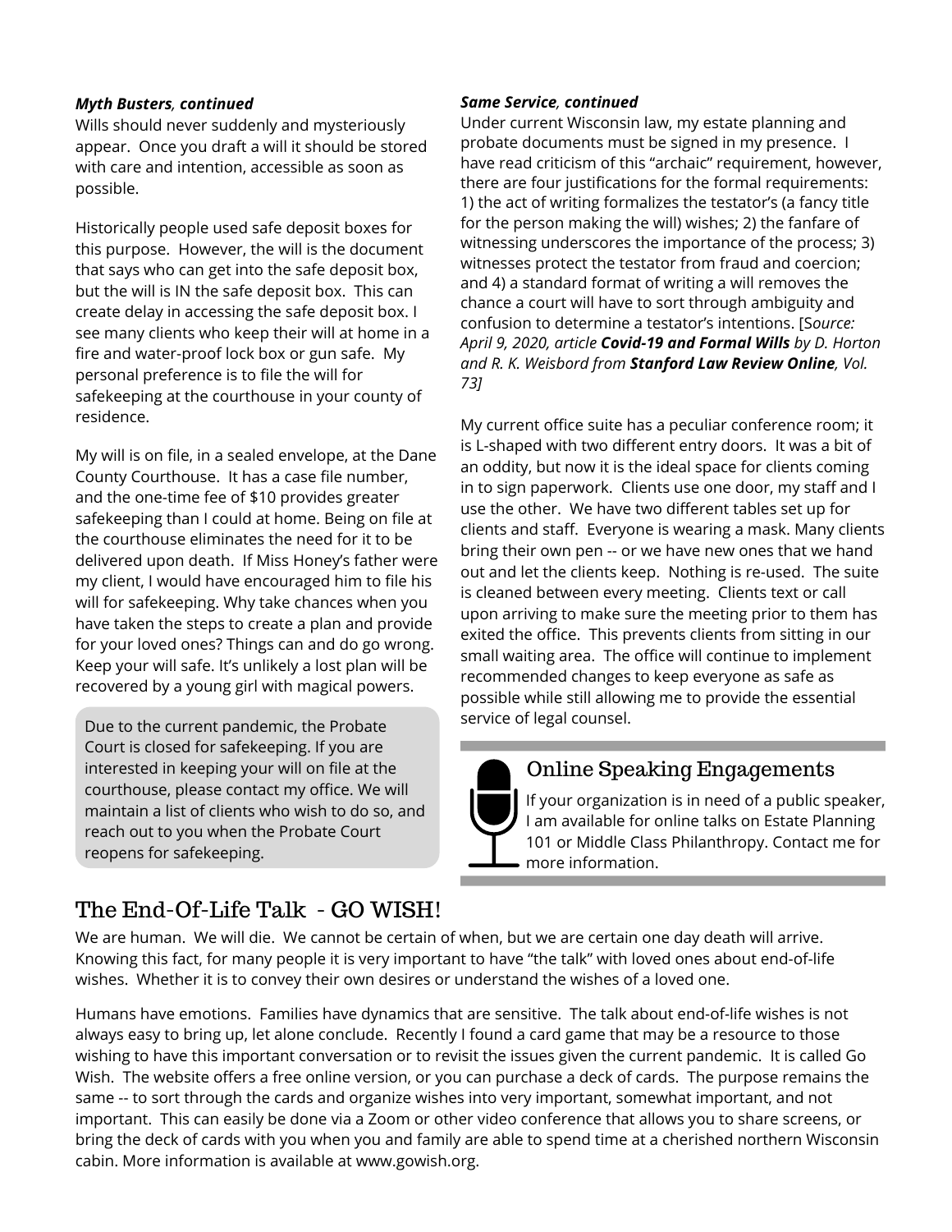***Myth Busters*, continued**

Wills should never suddenly and mysteriously appear. Once you draft a will it should be stored with care and intention, accessible as soon as possible.

Historically people used safe deposit boxes for this purpose. However, the will is the document that says who can get into the safe deposit box, but the will is IN the safe deposit box. This can create delay in accessing the safe deposit box. I see many clients who keep their will at home in a fire and water-proof lock box or gun safe. My personal preference is to file the will for safekeeping at the courthouse in your county of residence.

My will is on file, in a sealed envelope, at the Dane County Courthouse. It has a case file number, and the one-time fee of $10 provides greater safekeeping than I could at home. Being on file at the courthouse eliminates the need for it to be delivered upon death. If Miss Honey's father were my client, I would have encouraged him to file his will for safekeeping. Why take chances when you have taken the steps to create a plan and provide for your loved ones? Things can and do go wrong. Keep your will safe. It's unlikely a lost plan will be recovered by a young girl with magical powers.

Due to the current pandemic, the Probate Court is closed for safekeeping. If you are interested in keeping your will on file at the courthouse, please contact my office. We will maintain a list of clients who wish to do so, and reach out to you when the Probate Court reopens for safekeeping.

***Same Service*, continued**

Under current Wisconsin law, my estate planning and probate documents must be signed in my presence. I have read criticism of this "archaic" requirement, however, there are four justifications for the formal requirements: 1) the act of writing formalizes the testator's (a fancy title for the person making the will) wishes; 2) the fanfare of witnessing underscores the importance of the process; 3) witnesses protect the testator from fraud and coercion; and 4) a standard format of writing a will removes the chance a court will have to sort through ambiguity and confusion to determine a testator's intentions. [*Source: April 9, 2020, article **Covid-19 and Formal Wills** by D. Horton and R. K. Weisbord from **Stanford Law Review Online**, Vol. 73]*

My current office suite has a peculiar conference room; it is L-shaped with two different entry doors. It was a bit of an oddity, but now it is the ideal space for clients coming in to sign paperwork. Clients use one door, my staff and I use the other. We have two different tables set up for clients and staff. Everyone is wearing a mask. Many clients bring their own pen -- or we have new ones that we hand out and let the clients keep. Nothing is re-used. The suite is cleaned between every meeting. Clients text or call upon arriving to make sure the meeting prior to them has exited the office. This prevents clients from sitting in our small waiting area. The office will continue to implement recommended changes to keep everyone as safe as possible while still allowing me to provide the essential service of legal counsel.

## Online Speaking Engagements

If your organization is in need of a public speaker, I am available for online talks on Estate Planning 101 or Middle Class Philanthropy. Contact me for more information.

## The End-Of-Life Talk - GO WISH!

We are human. We will die. We cannot be certain of when, but we are certain one day death will arrive. Knowing this fact, for many people it is very important to have "the talk" with loved ones about end-of-life wishes. Whether it is to convey their own desires or understand the wishes of a loved one.

Humans have emotions. Families have dynamics that are sensitive. The talk about end-of-life wishes is not always easy to bring up, let alone conclude. Recently I found a card game that may be a resource to those wishing to have this important conversation or to revisit the issues given the current pandemic. It is called Go Wish. The website offers a free online version, or you can purchase a deck of cards. The purpose remains the same -- to sort through the cards and organize wishes into very important, somewhat important, and not important. This can easily be done via a Zoom or other video conference that allows you to share screens, or bring the deck of cards with you when you and family are able to spend time at a cherished northern Wisconsin cabin. More information is available at www.gowish.org.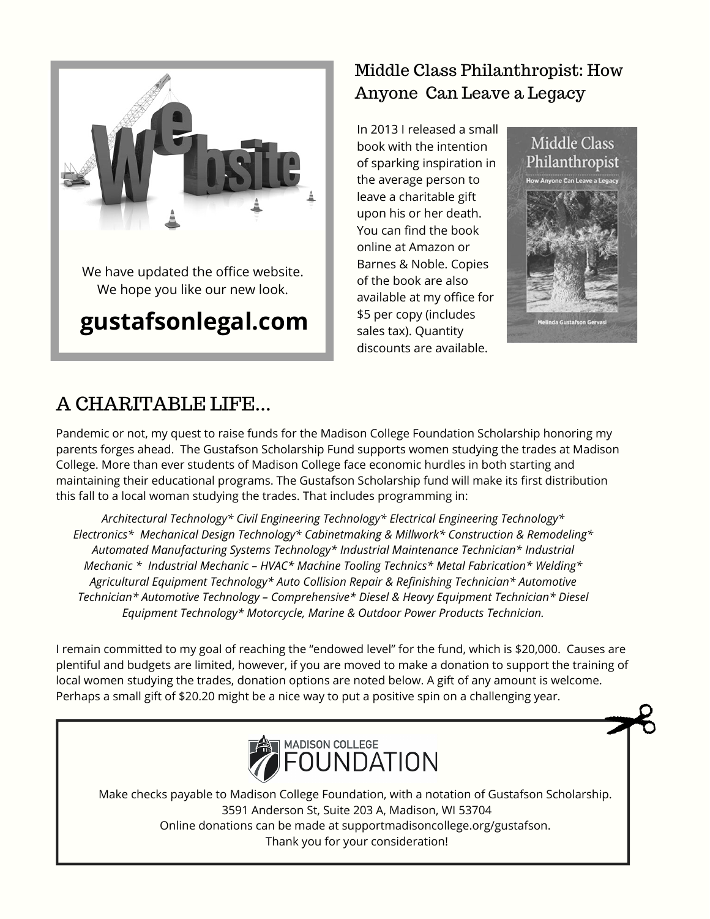We have updated the office website. We hope you like our new look.

**gustafsonlegal.com**

## Middle Class Philanthropist: How Anyone Can Leave a Legacy

In 2013 I released a small book with the intention of sparking inspiration in the average person to leave a charitable gift upon his or her death. You can find the book online at Amazon or Barnes & Noble. Copies of the book are also available at my office for $5 per copy (includes sales tax). Quantity discounts are available.

## A CHARITABLE LIFE...

Pandemic or not, my quest to raise funds for the Madison College Foundation Scholarship honoring my parents forges ahead. The Gustafson Scholarship Fund supports women studying the trades at Madison College. More than ever students of Madison College face economic hurdles in both starting and maintaining their educational programs. The Gustafson Scholarship fund will make its first distribution this fall to a local woman studying the trades. That includes programming in:

*Architectural Technology* Civil Engineering Technology* Electrical Engineering Technology* Electronics* Mechanical Design Technology* Cabinetmaking & Millwork* Construction & Remodeling* Automated Manufacturing Systems Technology* Industrial Maintenance Technician* Industrial Mechanic * Industrial Mechanic – HVAC* Machine Tooling Technics* Metal Fabrication* Welding* Agricultural Equipment Technology* Auto Collision Repair & Refinishing Technician* Automotive Technician* Automotive Technology – Comprehensive* Diesel & Heavy Equipment Technician* Diesel Equipment Technology* Motorcycle, Marine & Outdoor Power Products Technician.*

I remain committed to my goal of reaching the "endowed level" for the fund, which is $20,000. Causes are plentiful and budgets are limited, however, if you are moved to make a donation to support the training of local women studying the trades, donation options are noted below. A gift of any amount is welcome. Perhaps a small gift of $20.20 might be a nice way to put a positive spin on a challenging year.

MADISON COLLEGE FOUNDATION

Make checks payable to Madison College Foundation, with a notation of Gustafson Scholarship.
3591 Anderson St, Suite 203 A, Madison, WI 53704
Online donations can be made at supportmadisoncollege.org/gustafson.
Thank you for your consideration!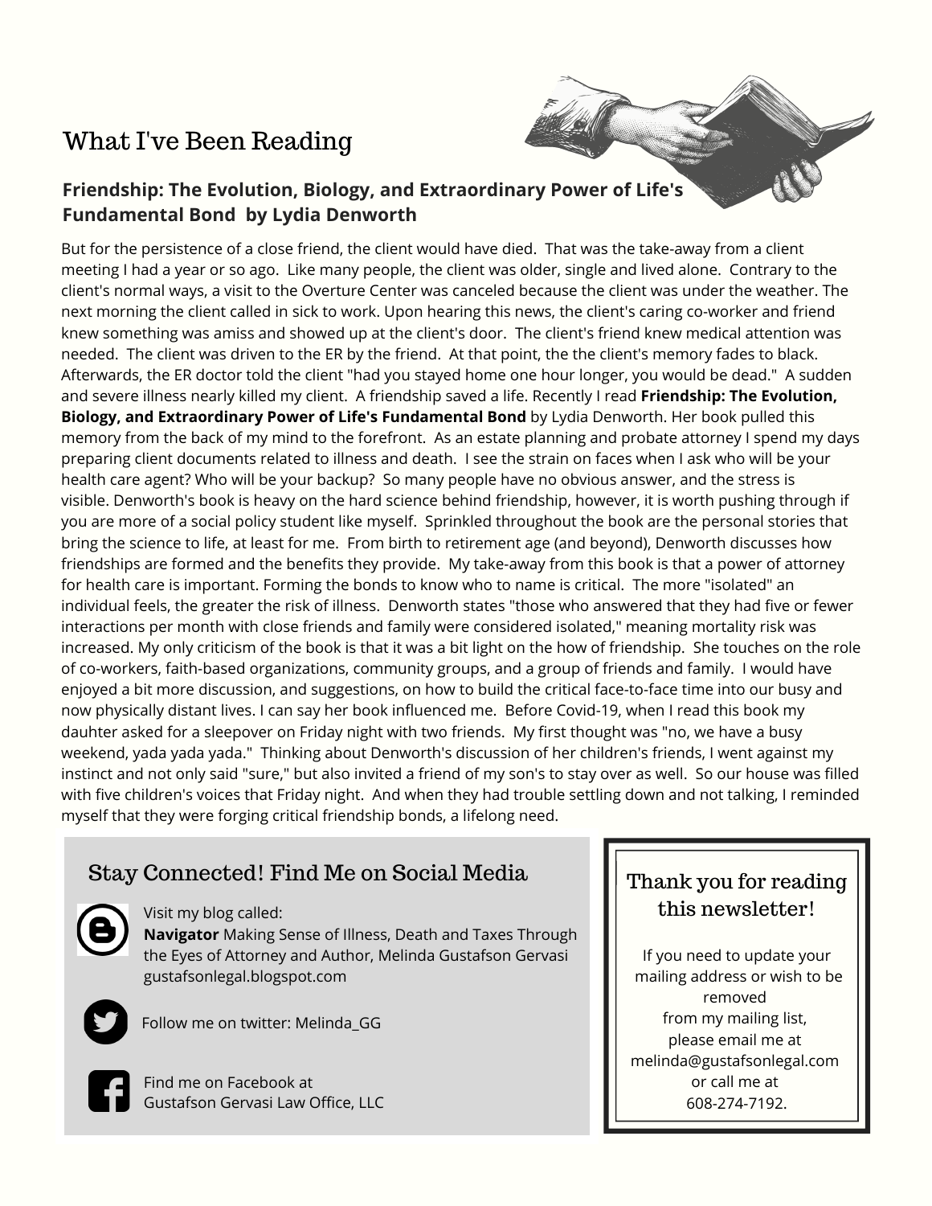## What I've Been Reading

### Friendship: The Evolution, Biology, and Extraordinary Power of Life's Fundamental Bond by Lydia Denworth

But for the persistence of a close friend, the client would have died. That was the take-away from a client meeting I had a year or so ago. Like many people, the client was older, single and lived alone. Contrary to the client's normal ways, a visit to the Overture Center was canceled because the client was under the weather. The next morning the client called in sick to work. Upon hearing this news, the client's caring co-worker and friend knew something was amiss and showed up at the client's door. The client's friend knew medical attention was needed. The client was driven to the ER by the friend. At that point, the the client's memory fades to black. Afterwards, the ER doctor told the client "had you stayed home one hour longer, you would be dead." A sudden and severe illness nearly killed my client. A friendship saved a life. Recently I read **Friendship: The Evolution, Biology, and Extraordinary Power of Life's Fundamental Bond** by Lydia Denworth. Her book pulled this memory from the back of my mind to the forefront. As an estate planning and probate attorney I spend my days preparing client documents related to illness and death. I see the strain on faces when I ask who will be your health care agent? Who will be your backup? So many people have no obvious answer, and the stress is visible. Denworth's book is heavy on the hard science behind friendship, however, it is worth pushing through if you are more of a social policy student like myself. Sprinkled throughout the book are the personal stories that bring the science to life, at least for me. From birth to retirement age (and beyond), Denworth discusses how friendships are formed and the benefits they provide. My take-away from this book is that a power of attorney for health care is important. Forming the bonds to know who to name is critical. The more "isolated" an individual feels, the greater the risk of illness. Denworth states "those who answered that they had five or fewer interactions per month with close friends and family were considered isolated," meaning mortality risk was increased. My only criticism of the book is that it was a bit light on the how of friendship. She touches on the role of co-workers, faith-based organizations, community groups, and a group of friends and family. I would have enjoyed a bit more discussion, and suggestions, on how to build the critical face-to-face time into our busy and now physically distant lives. I can say her book influenced me. Before Covid-19, when I read this book my dauhter asked for a sleepover on Friday night with two friends. My first thought was "no, we have a busy weekend, yada yada yada." Thinking about Denworth's discussion of her children's friends, I went against my instinct and not only said "sure," but also invited a friend of my son's to stay over as well. So our house was filled with five children's voices that Friday night. And when they had trouble settling down and not talking, I reminded myself that they were forging critical friendship bonds, a lifelong need.

## Stay Connected! Find Me on Social Media

Visit my blog called:
**Navigator** Making Sense of Illness, Death and Taxes Through the Eyes of Attorney and Author, Melinda Gustafson Gervasi
gustafsonlegal.blogspot.com

Follow me on twitter: Melinda_GG

Find me on Facebook at
Gustafson Gervasi Law Office, LLC

## Thank you for reading this newsletter!

If you need to update your mailing address or wish to be removed from my mailing list, please email me at melinda@gustafsonlegal.com or call me at 608-274-7192.